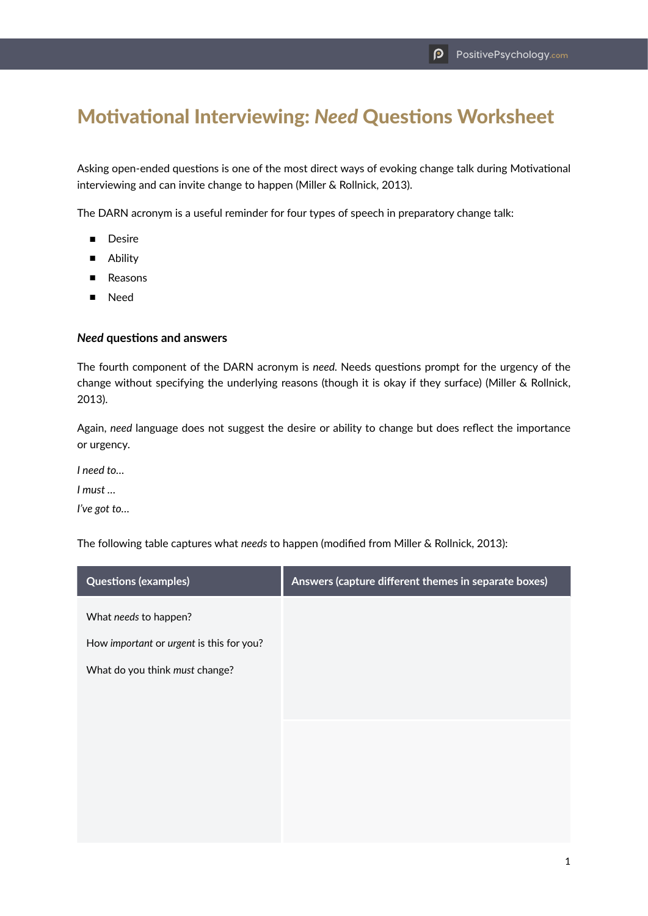# Motivational Interviewing: *Need* Questions Worksheet

Asking open-ended questions is one of the most direct ways of evoking change talk during Motivational interviewing and can invite change to happen (Miller & Rollnick, 2013).

The DARN acronym is a useful reminder for four types of speech in preparatory change talk:

- Desire
- Ability
- Reasons
- Need

### *Need* questions and answers

The fourth component of the DARN acronym is *need.* Needs questions prompt for the urgency of the change without specifying the underlying reasons (though it is okay if they surface) (Miller & Rollnick, 2013).

Again, *need* language does not suggest the desire or ability to change but does reflect the importance or urgency.

*I need to…*

*I must …*

*I've got to…*

The following table captures what *needs* to happen (modified from Miller & Rollnick, 2013):

| Questions (examples) | Answers (capture different themes in separate boxes) |
|---|---|
| What *needs* to happen?<br><br>How *important* or *urgent* is this for you?<br><br>What do you think *must* change? | |
| | |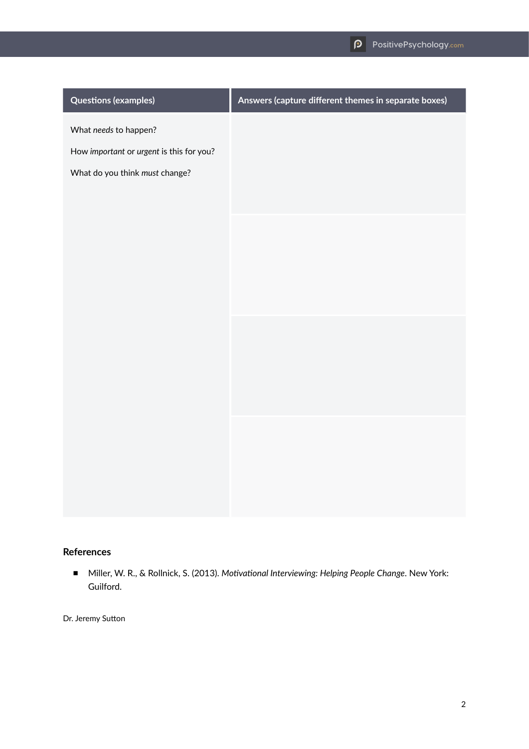| Questions (examples) | Answers (capture different themes in separate boxes) |
|---|---|
| What *needs* to happen?<br><br>How *important* or *urgent* is this for you?<br><br>What do you think *must* change? | |
| | |
| | |
| | |

## References

- Miller, W. R., & Rollnick, S. (2013). *Motivational Interviewing: Helping People Change*. New York: Guilford.

Dr. Jeremy Sutton